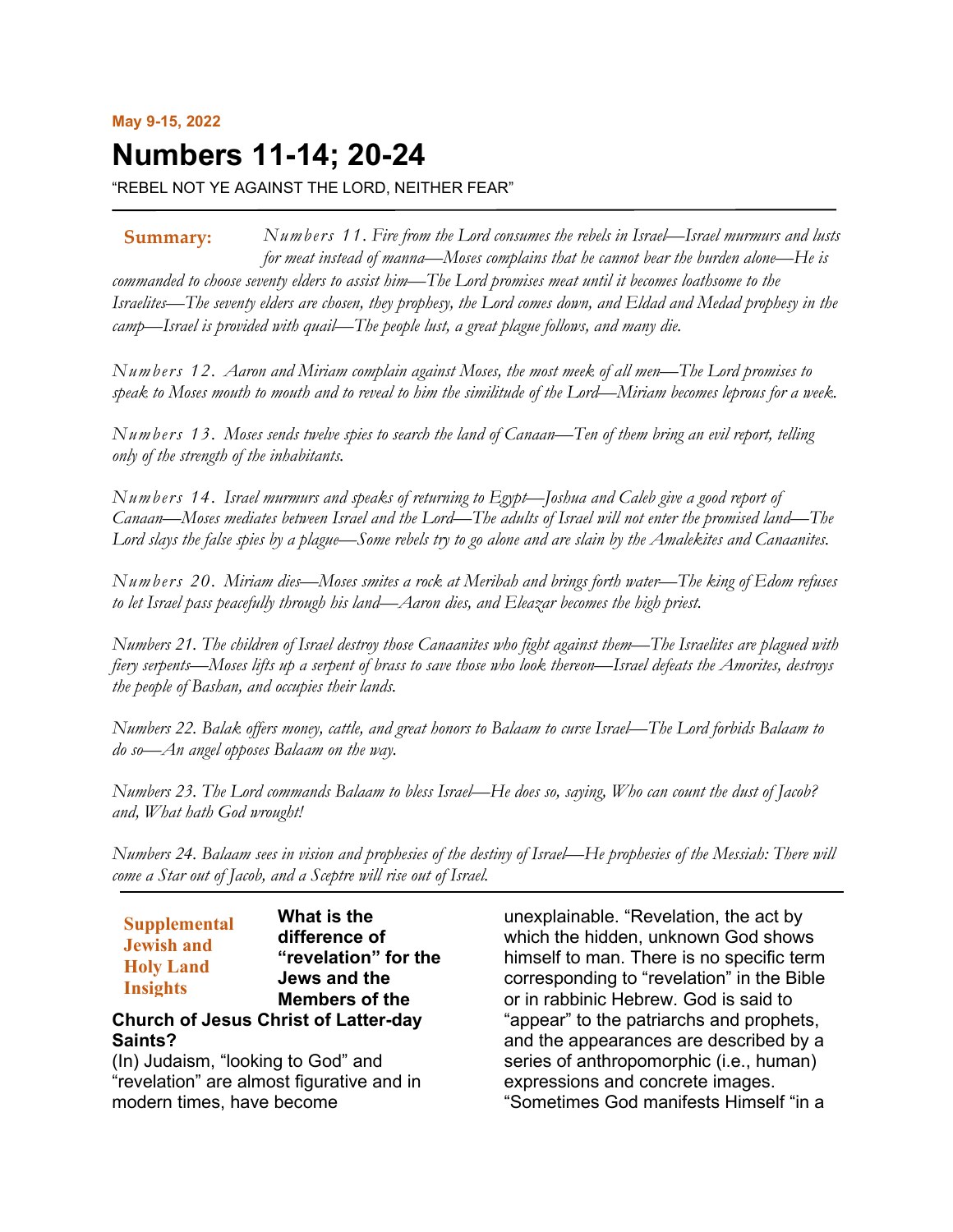**May 9-15, 2022**

# Numbers 11-14; 20-24

"REBEL NOT YE AGAINST THE LORD, NEITHER FEAR"

---

**Summary:** *Numbers 11. Fire from the Lord consumes the rebels in Israel—Israel murmurs and lusts for meat instead of manna—Moses complains that he cannot bear the burden alone—He is commanded to choose seventy elders to assist him—The Lord promises meat until it becomes loathsome to the Israelites—The seventy elders are chosen, they prophesy, the Lord comes down, and Eldad and Medad prophesy in the camp—Israel is provided with quail—The people lust, a great plague follows, and many die.*

*Numbers 12. Aaron and Miriam complain against Moses, the most meek of all men—The Lord promises to speak to Moses mouth to mouth and to reveal to him the similitude of the Lord—Miriam becomes leprous for a week.*

*Numbers 13. Moses sends twelve spies to search the land of Canaan—Ten of them bring an evil report, telling only of the strength of the inhabitants.*

*Numbers 14. Israel murmurs and speaks of returning to Egypt—Joshua and Caleb give a good report of Canaan—Moses mediates between Israel and the Lord—The adults of Israel will not enter the promised land—The Lord slays the false spies by a plague—Some rebels try to go alone and are slain by the Amalekites and Canaanites.*

*Numbers 20. Miriam dies—Moses smites a rock at Meribah and brings forth water—The king of Edom refuses to let Israel pass peacefully through his land—Aaron dies, and Eleazar becomes the high priest.*

*Numbers 21. The children of Israel destroy those Canaanites who fight against them—The Israelites are plagued with fiery serpents—Moses lifts up a serpent of brass to save those who look thereon—Israel defeats the Amorites, destroys the people of Bashan, and occupies their lands.*

*Numbers 22. Balak offers money, cattle, and great honors to Balaam to curse Israel—The Lord forbids Balaam to do so—An angel opposes Balaam on the way.*

*Numbers 23. The Lord commands Balaam to bless Israel—He does so, saying, Who can count the dust of Jacob? and, What hath God wrought!*

*Numbers 24. Balaam sees in vision and prophesies of the destiny of Israel—He prophesies of the Messiah: There will come a Star out of Jacob, and a Sceptre will rise out of Israel.*

---

## Supplemental Jewish and Holy Land Insights

### What is the difference of "revelation" for the Jews and the Members of the Church of Jesus Christ of Latter-day Saints?

(In) Judaism, "looking to God" and "revelation" are almost figurative and in modern times, have become unexplainable. "Revelation, the act by which the hidden, unknown God shows himself to man. There is no specific term corresponding to "revelation" in the Bible or in rabbinic Hebrew. God is said to "appear" to the patriarchs and prophets, and the appearances are described by a series of anthropomorphic (i.e., human) expressions and concrete images. "Sometimes God manifests Himself "in a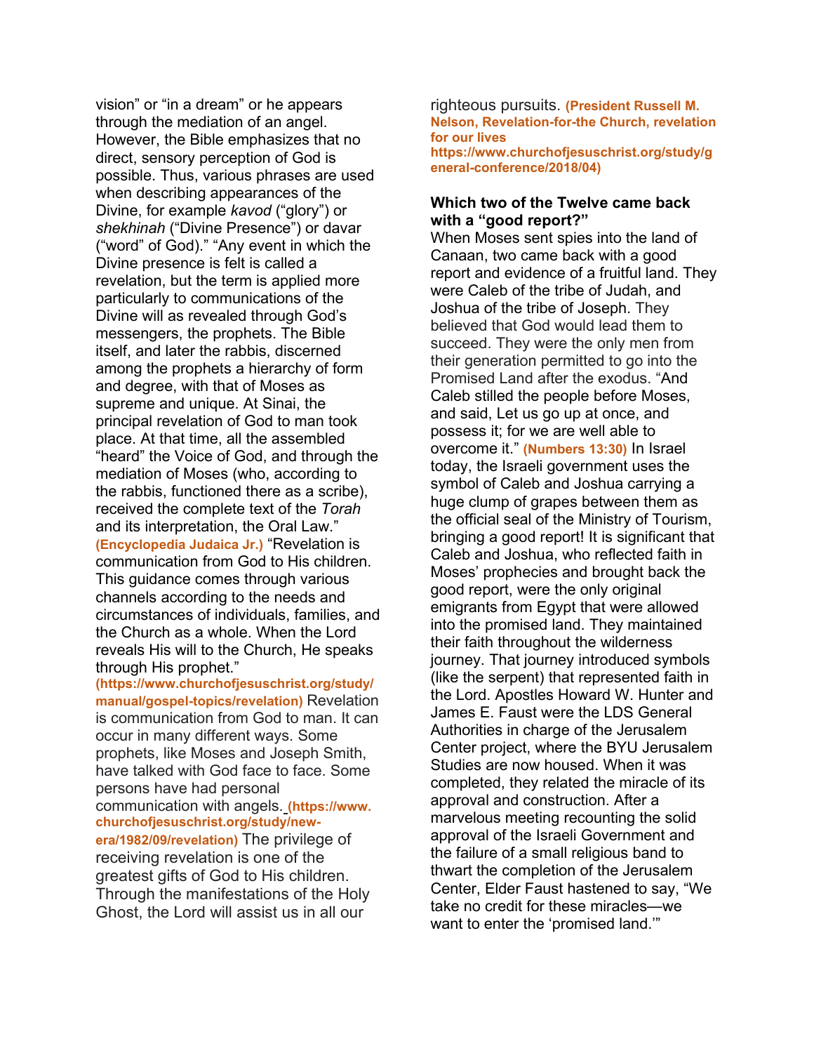vision" or "in a dream" or he appears through the mediation of an angel. However, the Bible emphasizes that no direct, sensory perception of God is possible. Thus, various phrases are used when describing appearances of the Divine, for example *kavod* ("glory") or *shekhinah* ("Divine Presence") or davar ("word" of God)." "Any event in which the Divine presence is felt is called a revelation, but the term is applied more particularly to communications of the Divine will as revealed through God's messengers, the prophets. The Bible itself, and later the rabbis, discerned among the prophets a hierarchy of form and degree, with that of Moses as supreme and unique. At Sinai, the principal revelation of God to man took place. At that time, all the assembled "heard" the Voice of God, and through the mediation of Moses (who, according to the rabbis, functioned there as a scribe), received the complete text of the *Torah* and its interpretation, the Oral Law." **(Encyclopedia Judaica Jr.)** "Revelation is communication from God to His children. This guidance comes through various channels according to the needs and circumstances of individuals, families, and the Church as a whole. When the Lord reveals His will to the Church, He speaks through His prophet." **(https://www.churchofjesuschrist.org/study/manual/gospel-topics/revelation)** Revelation is communication from God to man. It can occur in many different ways. Some prophets, like Moses and Joseph Smith, have talked with God face to face. Some persons have had personal communication with angels. **(https://www.churchofjesuschrist.org/study/new-era/1982/09/revelation)** The privilege of receiving revelation is one of the greatest gifts of God to His children. Through the manifestations of the Holy Ghost, the Lord will assist us in all our righteous pursuits. **(President Russell M. Nelson, Revelation-for-the Church, revelation for our lives https://www.churchofjesuschrist.org/study/general-conference/2018/04)**

**Which two of the Twelve came back with a "good report?"**

When Moses sent spies into the land of Canaan, two came back with a good report and evidence of a fruitful land. They were Caleb of the tribe of Judah, and Joshua of the tribe of Joseph. They believed that God would lead them to succeed. They were the only men from their generation permitted to go into the Promised Land after the exodus. "And Caleb stilled the people before Moses, and said, Let us go up at once, and possess it; for we are well able to overcome it." **(Numbers 13:30)** In Israel today, the Israeli government uses the symbol of Caleb and Joshua carrying a huge clump of grapes between them as the official seal of the Ministry of Tourism, bringing a good report! It is significant that Caleb and Joshua, who reflected faith in Moses' prophecies and brought back the good report, were the only original emigrants from Egypt that were allowed into the promised land. They maintained their faith throughout the wilderness journey. That journey introduced symbols (like the serpent) that represented faith in the Lord. Apostles Howard W. Hunter and James E. Faust were the LDS General Authorities in charge of the Jerusalem Center project, where the BYU Jerusalem Studies are now housed. When it was completed, they related the miracle of its approval and construction. After a marvelous meeting recounting the solid approval of the Israeli Government and the failure of a small religious band to thwart the completion of the Jerusalem Center, Elder Faust hastened to say, "We take no credit for these miracles—we want to enter the 'promised land.'"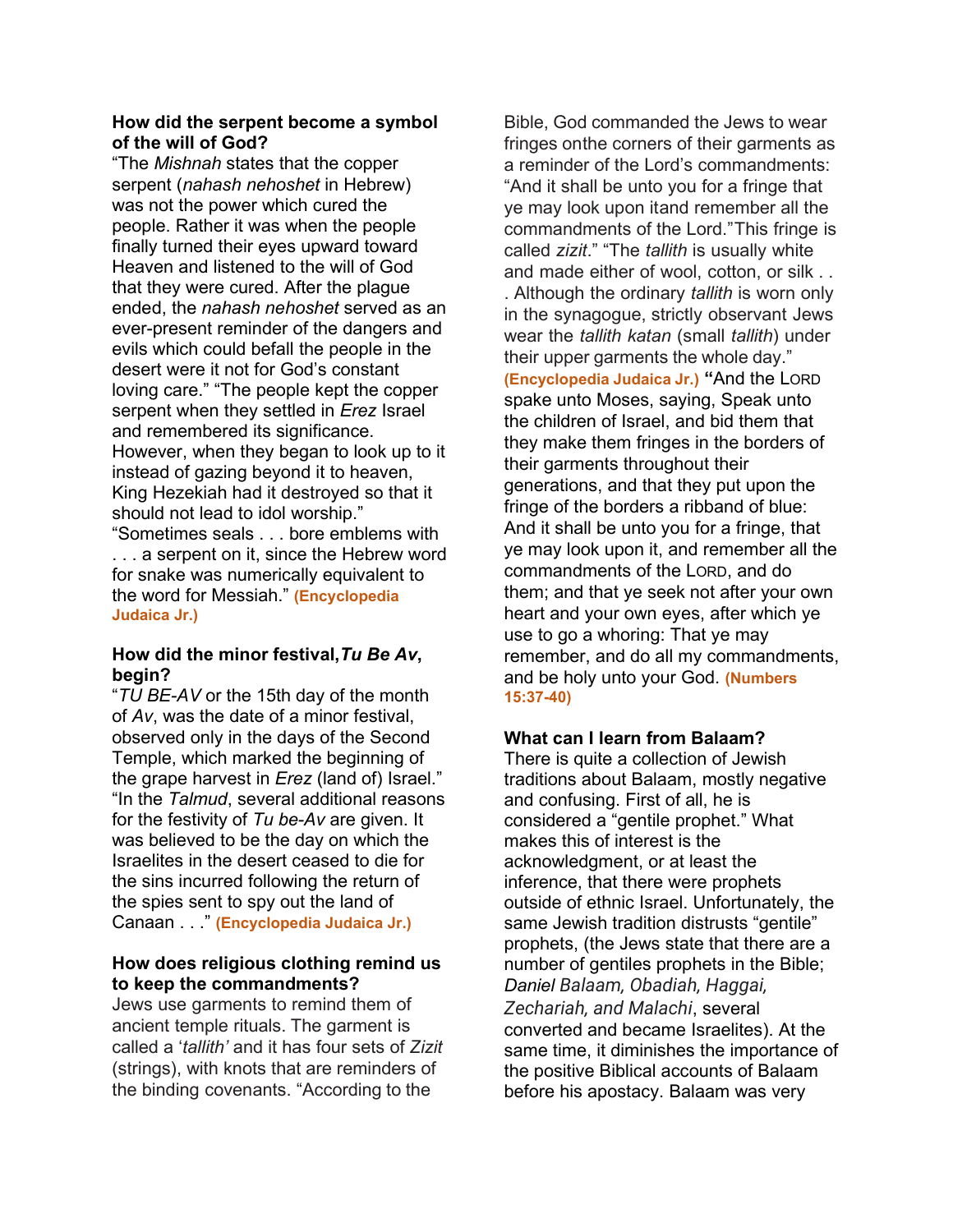**How did the serpent become a symbol of the will of God?**

"The *Mishnah* states that the copper serpent (*nahash nehoshet* in Hebrew) was not the power which cured the people. Rather it was when the people finally turned their eyes upward toward Heaven and listened to the will of God that they were cured. After the plague ended, the *nahash nehoshet* served as an ever-present reminder of the dangers and evils which could befall the people in the desert were it not for God's constant loving care." "The people kept the copper serpent when they settled in *Erez* Israel and remembered its significance. However, when they began to look up to it instead of gazing beyond it to heaven, King Hezekiah had it destroyed so that it should not lead to idol worship." "Sometimes seals . . . bore emblems with . . . a serpent on it, since the Hebrew word for snake was numerically equivalent to the word for Messiah." **(Encyclopedia Judaica Jr.)**

**How did the minor festival, *Tu Be Av*, begin?**

"*TU BE-AV* or the 15th day of the month of *Av*, was the date of a minor festival, observed only in the days of the Second Temple, which marked the beginning of the grape harvest in *Erez* (land of) Israel." "In the *Talmud*, several additional reasons for the festivity of *Tu be-Av* are given. It was believed to be the day on which the Israelites in the desert ceased to die for the sins incurred following the return of the spies sent to spy out the land of Canaan . . ." **(Encyclopedia Judaica Jr.)**

**How does religious clothing remind us to keep the commandments?**

Jews use garments to remind them of ancient temple rituals. The garment is called a '*tallith'* and it has four sets of *Zizit* (strings), with knots that are reminders of the binding covenants. "According to the Bible, God commanded the Jews to wear fringes onthe corners of their garments as a reminder of the Lord's commandments: "And it shall be unto you for a fringe that ye may look upon itand remember all the commandments of the Lord."This fringe is called *zizit*." "The *tallith* is usually white and made either of wool, cotton, or silk . . . . Although the ordinary *tallith* is worn only in the synagogue, strictly observant Jews wear the *tallith katan* (small *tallith*) under their upper garments the whole day." **(Encyclopedia Judaica Jr.)** **"**And the LORD spake unto Moses, saying, Speak unto the children of Israel, and bid them that they make them fringes in the borders of their garments throughout their generations, and that they put upon the fringe of the borders a ribband of blue: And it shall be unto you for a fringe, that ye may look upon it, and remember all the commandments of the LORD, and do them; and that ye seek not after your own heart and your own eyes, after which ye use to go a whoring: That ye may remember, and do all my commandments, and be holy unto your God. **(Numbers 15:37-40)**

**What can I learn from Balaam?**

There is quite a collection of Jewish traditions about Balaam, mostly negative and confusing. First of all, he is considered a "gentile prophet." What makes this of interest is the acknowledgment, or at least the inference, that there were prophets outside of ethnic Israel. Unfortunately, the same Jewish tradition distrusts "gentile" prophets, (the Jews state that there are a number of gentiles prophets in the Bible; *Daniel Balaam, Obadiah, Haggai, Zechariah, and Malachi*, several converted and became Israelites). At the same time, it diminishes the importance of the positive Biblical accounts of Balaam before his apostacy. Balaam was very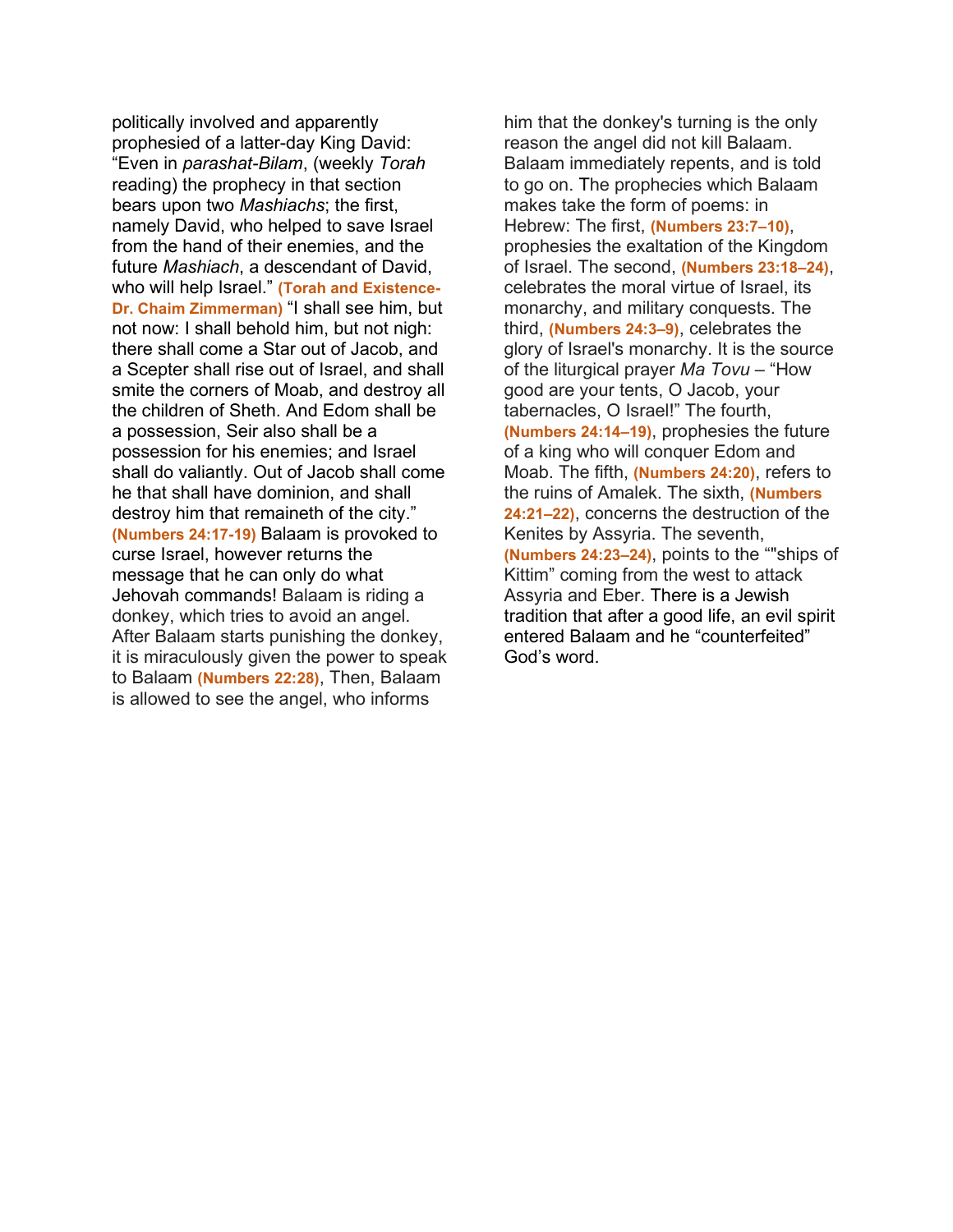politically involved and apparently prophesied of a latter-day King David: "Even in *parashat-Bilam*, (weekly *Torah* reading) the prophecy in that section bears upon two *Mashiachs*; the first, namely David, who helped to save Israel from the hand of their enemies, and the future *Mashiach*, a descendant of David, who will help Israel." **(Torah and Existence- Dr. Chaim Zimmerman)** "I shall see him, but not now: I shall behold him, but not nigh: there shall come a Star out of Jacob, and a Scepter shall rise out of Israel, and shall smite the corners of Moab, and destroy all the children of Sheth. And Edom shall be a possession, Seir also shall be a possession for his enemies; and Israel shall do valiantly. Out of Jacob shall come he that shall have dominion, and shall destroy him that remaineth of the city." **(Numbers 24:17-19)** Balaam is provoked to curse Israel, however returns the message that he can only do what Jehovah commands! Balaam is riding a donkey, which tries to avoid an angel. After Balaam starts punishing the donkey, it is miraculously given the power to speak to Balaam **(Numbers 22:28)**, Then, Balaam is allowed to see the angel, who informs him that the donkey's turning is the only reason the angel did not kill Balaam. Balaam immediately repents, and is told to go on. The prophecies which Balaam makes take the form of poems: in Hebrew: The first, **(Numbers 23:7–10)**, prophesies the exaltation of the Kingdom of Israel. The second, **(Numbers 23:18–24)**, celebrates the moral virtue of Israel, its monarchy, and military conquests. The third, **(Numbers 24:3–9)**, celebrates the glory of Israel's monarchy. It is the source of the liturgical prayer *Ma Tovu* – "How good are your tents, O Jacob, your tabernacles, O Israel!" The fourth, **(Numbers 24:14–19)**, prophesies the future of a king who will conquer Edom and Moab. The fifth, **(Numbers 24:20)**, refers to the ruins of Amalek. The sixth, **(Numbers 24:21–22)**, concerns the destruction of the Kenites by Assyria. The seventh, **(Numbers 24:23–24)**, points to the ""ships of Kittim" coming from the west to attack Assyria and Eber. There is a Jewish tradition that after a good life, an evil spirit entered Balaam and he "counterfeited" God's word.